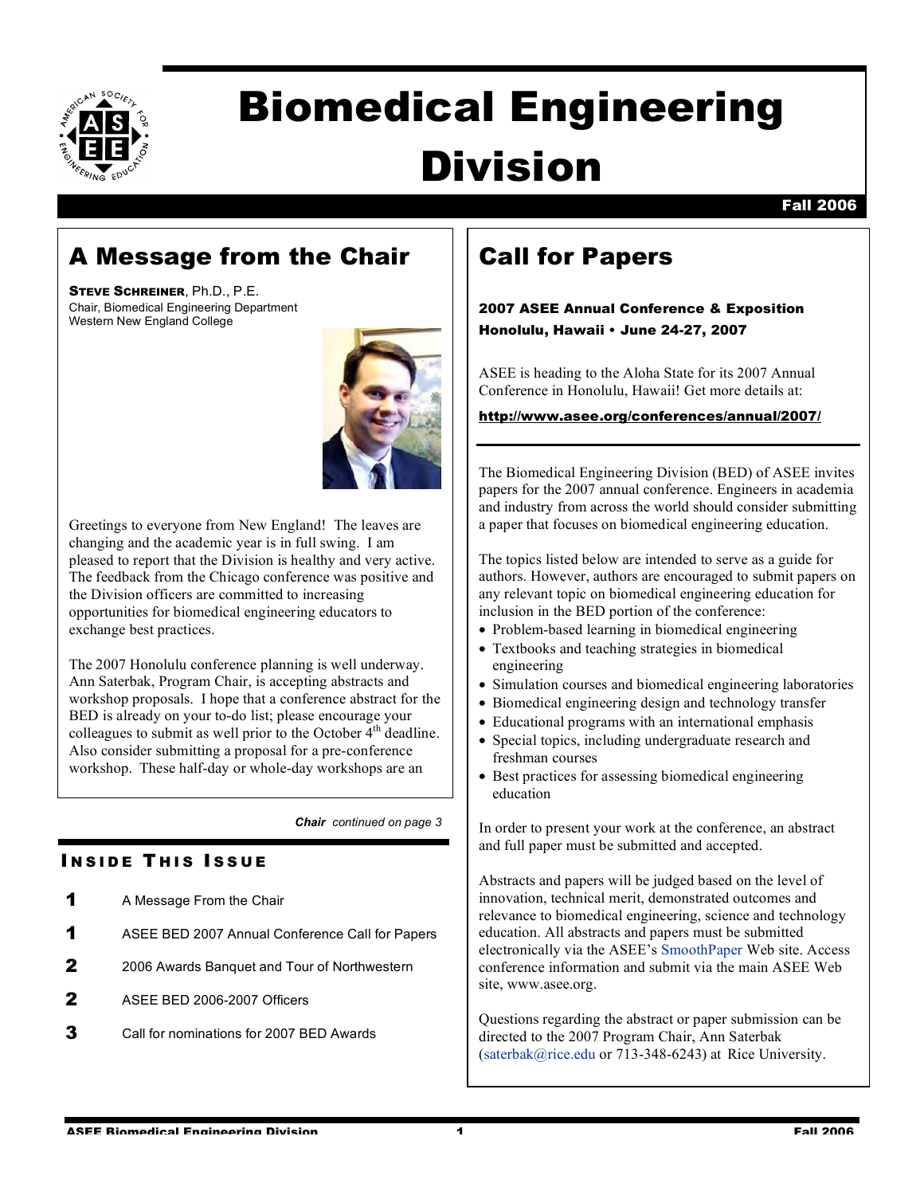# Biomedical Engineering Division

**Fall 2006**

## A Message from the Chair

**STEVE SCHREINER**, Ph.D., P.E.
Chair, Biomedical Engineering Department
Western New England College

Greetings to everyone from New England! The leaves are changing and the academic year is in full swing. I am pleased to report that the Division is healthy and very active. The feedback from the Chicago conference was positive and the Division officers are committed to increasing opportunities for biomedical engineering educators to exchange best practices.

The 2007 Honolulu conference planning is well underway. Ann Saterbak, Program Chair, is accepting abstracts and workshop proposals. I hope that a conference abstract for the BED is already on your to-do list; please encourage your colleagues to submit as well prior to the October 4th deadline. Also consider submitting a proposal for a pre-conference workshop. These half-day or whole-day workshops are an

***Chair** continued on page 3*

### INSIDE THIS ISSUE

| | |
|---|---|
| 1 | A Message From the Chair |
| 1 | ASEE BED 2007 Annual Conference Call for Papers |
| 2 | 2006 Awards Banquet and Tour of Northwestern |
| 2 | ASEE BED 2006-2007 Officers |
| 3 | Call for nominations for 2007 BED Awards |

## Call for Papers

**2007 ASEE Annual Conference & Exposition**
**Honolulu, Hawaii • June 24-27, 2007**

ASEE is heading to the Aloha State for its 2007 Annual Conference in Honolulu, Hawaii! Get more details at:

**http://www.asee.org/conferences/annual/2007/**

The Biomedical Engineering Division (BED) of ASEE invites papers for the 2007 annual conference. Engineers in academia and industry from across the world should consider submitting a paper that focuses on biomedical engineering education.

The topics listed below are intended to serve as a guide for authors. However, authors are encouraged to submit papers on any relevant topic on biomedical engineering education for inclusion in the BED portion of the conference:

- Problem-based learning in biomedical engineering
- Textbooks and teaching strategies in biomedical engineering
- Simulation courses and biomedical engineering laboratories
- Biomedical engineering design and technology transfer
- Educational programs with an international emphasis
- Special topics, including undergraduate research and freshman courses
- Best practices for assessing biomedical engineering education

In order to present your work at the conference, an abstract and full paper must be submitted and accepted.

Abstracts and papers will be judged based on the level of innovation, technical merit, demonstrated outcomes and relevance to biomedical engineering, science and technology education. All abstracts and papers must be submitted electronically via the ASEE's SmoothPaper Web site. Access conference information and submit via the main ASEE Web site, www.asee.org.

Questions regarding the abstract or paper submission can be directed to the 2007 Program Chair, Ann Saterbak (saterbak@rice.edu or 713-348-6243) at Rice University.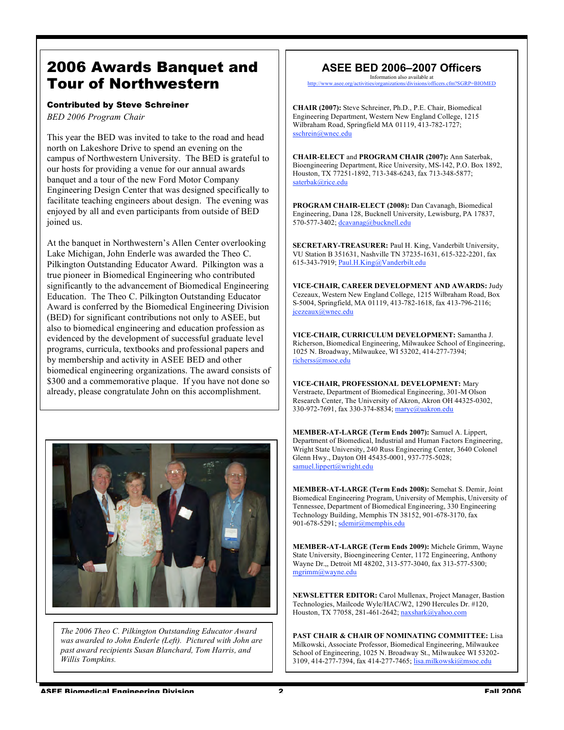# 2006 Awards Banquet and Tour of Northwestern

**Contributed by Steve Schreiner**

*BED 2006 Program Chair*

This year the BED was invited to take to the road and head north on Lakeshore Drive to spend an evening on the campus of Northwestern University. The BED is grateful to our hosts for providing a venue for our annual awards banquet and a tour of the new Ford Motor Company Engineering Design Center that was designed specifically to facilitate teaching engineers about design. The evening was enjoyed by all and even participants from outside of BED joined us.

At the banquet in Northwestern's Allen Center overlooking Lake Michigan, John Enderle was awarded the Theo C. Pilkington Outstanding Educator Award. Pilkington was a true pioneer in Biomedical Engineering who contributed significantly to the advancement of Biomedical Engineering Education. The Theo C. Pilkington Outstanding Educator Award is conferred by the Biomedical Engineering Division (BED) for significant contributions not only to ASEE, but also to biomedical engineering and education profession as evidenced by the development of successful graduate level programs, curricula, textbooks and professional papers and by membership and activity in ASEE BED and other biomedical engineering organizations. The award consists of $300 and a commemorative plaque. If you have not done so already, please congratulate John on this accomplishment.

*The 2006 Theo C. Pilkington Outstanding Educator Award was awarded to John Enderle (Left). Pictured with John are past award recipients Susan Blanchard, Tom Harris, and Willis Tompkins.*

## ASEE BED 2006–2007 Officers

Information also available at
http://www.asee.org/activities/organizations/divisions/officers.cfm?SGRP=BIOMED

**CHAIR (2007):** Steve Schreiner, Ph.D., P.E. Chair, Biomedical Engineering Department, Western New England College, 1215 Wilbraham Road, Springfield MA 01119, 413-782-1727; sschrein@wnec.edu

**CHAIR-ELECT** and **PROGRAM CHAIR (2007):** Ann Saterbak, Bioengineering Department, Rice University, MS-142, P.O. Box 1892, Houston, TX 77251-1892, 713-348-6243, fax 713-348-5877; saterbak@rice.edu

**PROGRAM CHAIR-ELECT (2008):** Dan Cavanagh, Biomedical Engineering, Dana 128, Bucknell University, Lewisburg, PA 17837, 570-577-3402; dcavanag@bucknell.edu

**SECRETARY-TREASURER:** Paul H. King, Vanderbilt University, VU Station B 351631, Nashville TN 37235-1631, 615-322-2201, fax 615-343-7919; Paul.H.King@Vanderbilt.edu

**VICE-CHAIR, CAREER DEVELOPMENT AND AWARDS:** Judy Cezeaux, Western New England College, 1215 Wilbraham Road, Box S-5004, Springfield, MA 01119, 413-782-1618, fax 413-796-2116; jcezeaux@wnec.edu

**VICE-CHAIR, CURRICULUM DEVELOPMENT:** Samantha J. Richerson, Biomedical Engineering, Milwaukee School of Engineering, 1025 N. Broadway, Milwaukee, WI 53202, 414-277-7394; richerss@msoe.edu

**VICE-CHAIR, PROFESSIONAL DEVELOPMENT:** Mary Verstraete, Department of Biomedical Engineering, 301-M Olson Research Center, The University of Akron, Akron OH 44325-0302, 330-972-7691, fax 330-374-8834; maryc@uakron.edu

**MEMBER-AT-LARGE (Term Ends 2007):** Samuel A. Lippert, Department of Biomedical, Industrial and Human Factors Engineering, Wright State University, 240 Russ Engineering Center, 3640 Colonel Glenn Hwy., Dayton OH 45435-0001, 937-775-5028; samuel.lippert@wright.edu

**MEMBER-AT-LARGE (Term Ends 2008):** Semehat S. Demir, Joint Biomedical Engineering Program, University of Memphis, University of Tennessee, Department of Biomedical Engineering, 330 Engineering Technology Building, Memphis TN 38152, 901-678-3170, fax 901-678-5291; sdemir@memphis.edu

**MEMBER-AT-LARGE (Term Ends 2009):** Michele Grimm, Wayne State University, Bioengineering Center, 1172 Engineering, Anthony Wayne Dr.,, Detroit MI 48202, 313-577-3040, fax 313-577-5300; mgrimm@wayne.edu

**NEWSLETTER EDITOR:** Carol Mullenax, Project Manager, Bastion Technologies, Mailcode Wyle/HAC/W2, 1290 Hercules Dr. #120, Houston, TX 77058, 281-461-2642; naxshark@yahoo.com

**PAST CHAIR & CHAIR OF NOMINATING COMMITTEE:** Lisa Milkowski, Associate Professor, Biomedical Engineering, Milwaukee School of Engineering, 1025 N. Broadway St., Milwaukee WI 53202-3109, 414-277-7394, fax 414-277-7465; lisa.milkowski@msoe.edu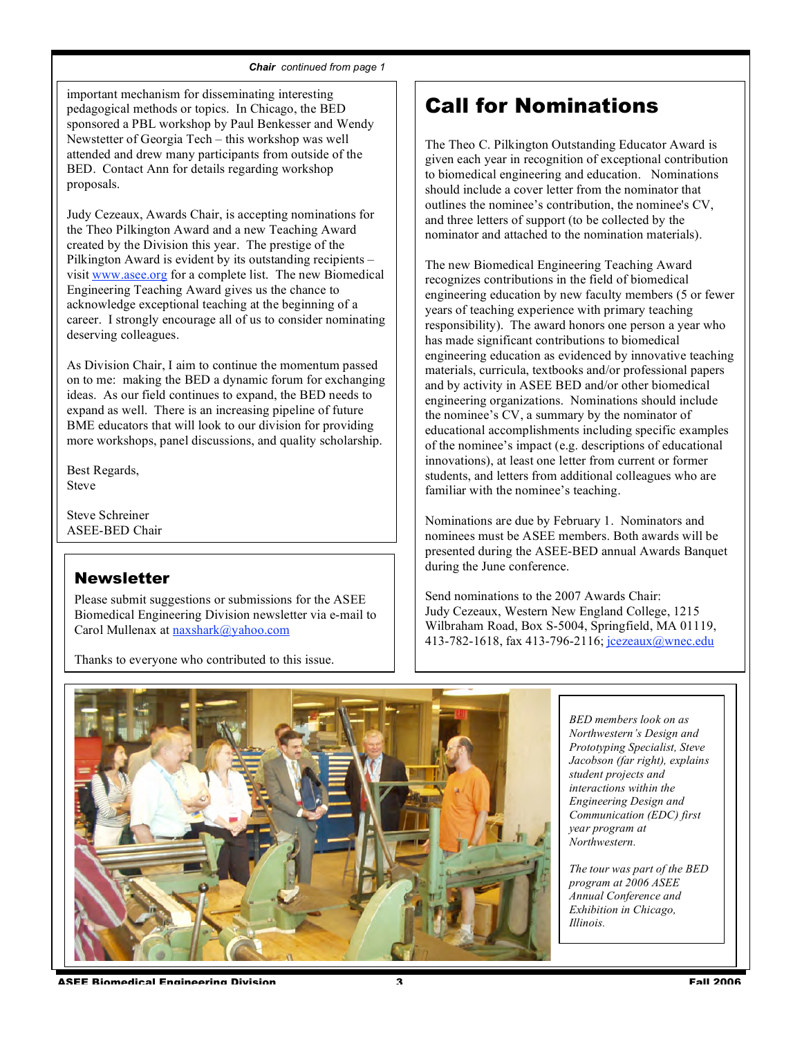*Chair continued from page 1*

important mechanism for disseminating interesting pedagogical methods or topics. In Chicago, the BED sponsored a PBL workshop by Paul Benkesser and Wendy Newstetter of Georgia Tech – this workshop was well attended and drew many participants from outside of the BED. Contact Ann for details regarding workshop proposals.

Judy Cezeaux, Awards Chair, is accepting nominations for the Theo Pilkington Award and a new Teaching Award created by the Division this year. The prestige of the Pilkington Award is evident by its outstanding recipients – visit www.asee.org for a complete list. The new Biomedical Engineering Teaching Award gives us the chance to acknowledge exceptional teaching at the beginning of a career. I strongly encourage all of us to consider nominating deserving colleagues.

As Division Chair, I aim to continue the momentum passed on to me: making the BED a dynamic forum for exchanging ideas. As our field continues to expand, the BED needs to expand as well. There is an increasing pipeline of future BME educators that will look to our division for providing more workshops, panel discussions, and quality scholarship.

Best Regards,
Steve

Steve Schreiner
ASEE-BED Chair

## Newsletter

Please submit suggestions or submissions for the ASEE Biomedical Engineering Division newsletter via e-mail to Carol Mullenax at naxshark@yahoo.com

Thanks to everyone who contributed to this issue.

# Call for Nominations

The Theo C. Pilkington Outstanding Educator Award is given each year in recognition of exceptional contribution to biomedical engineering and education. Nominations should include a cover letter from the nominator that outlines the nominee's contribution, the nominee's CV, and three letters of support (to be collected by the nominator and attached to the nomination materials).

The new Biomedical Engineering Teaching Award recognizes contributions in the field of biomedical engineering education by new faculty members (5 or fewer years of teaching experience with primary teaching responsibility). The award honors one person a year who has made significant contributions to biomedical engineering education as evidenced by innovative teaching materials, curricula, textbooks and/or professional papers and by activity in ASEE BED and/or other biomedical engineering organizations. Nominations should include the nominee's CV, a summary by the nominator of educational accomplishments including specific examples of the nominee's impact (e.g. descriptions of educational innovations), at least one letter from current or former students, and letters from additional colleagues who are familiar with the nominee's teaching.

Nominations are due by February 1. Nominators and nominees must be ASEE members. Both awards will be presented during the ASEE-BED annual Awards Banquet during the June conference.

Send nominations to the 2007 Awards Chair:
Judy Cezeaux, Western New England College, 1215 Wilbraham Road, Box S-5004, Springfield, MA 01119, 413-782-1618, fax 413-796-2116; jcezeaux@wnec.edu

*BED members look on as Northwestern's Design and Prototyping Specialist, Steve Jacobson (far right), explains student projects and interactions within the Engineering Design and Communication (EDC) first year program at Northwestern.*

*The tour was part of the BED program at 2006 ASEE Annual Conference and Exhibition in Chicago, Illinois.*